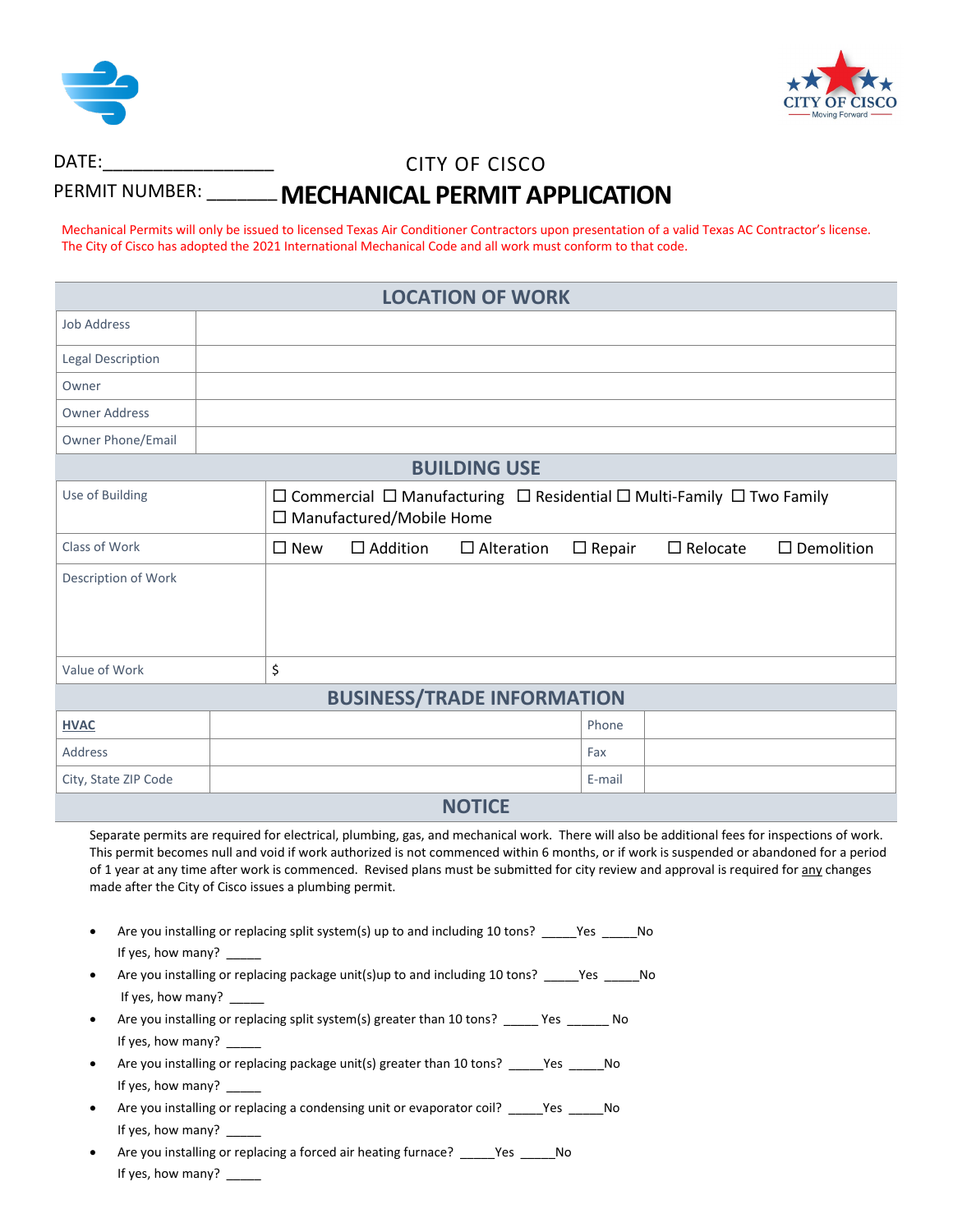DATE:_________________

PERMIT NUMBER: _______

# CITY OF CISCO
# MECHANICAL PERMIT APPLICATION

Mechanical Permits will only be issued to licensed Texas Air Conditioner Contractors upon presentation of a valid Texas AC Contractor's license. The City of Cisco has adopted the 2021 International Mechanical Code and all work must conform to that code.

## LOCATION OF WORK

| | |
|---|---|
| Job Address | |
| Legal Description | |
| Owner | |
| Owner Address | |
| Owner Phone/Email | |

## BUILDING USE

| | |
|---|---|
| Use of Building | ☐ Commercial ☐ Manufacturing ☐ Residential ☐ Multi-Family ☐ Two Family ☐ Manufactured/Mobile Home |
| Class of Work | ☐ New ☐ Addition ☐ Alteration ☐ Repair ☐ Relocate ☐ Demolition |
| Description of Work | |
| Value of Work | $ |

## BUSINESS/TRADE INFORMATION

| | | | |
|---|---|---|---|
| **HVAC** | | Phone | |
| Address | | Fax | |
| City, State ZIP Code | | E-mail | |

## NOTICE

Separate permits are required for electrical, plumbing, gas, and mechanical work. There will also be additional fees for inspections of work. This permit becomes null and void if work authorized is not commenced within 6 months, or if work is suspended or abandoned for a period of 1 year at any time after work is commenced. Revised plans must be submitted for city review and approval is required for any changes made after the City of Cisco issues a plumbing permit.

- Are you installing or replacing split system(s) up to and including 10 tons? _____Yes _____No
  If yes, how many? _____
- Are you installing or replacing package unit(s)up to and including 10 tons? _____Yes _____No
  If yes, how many? _____
- Are you installing or replacing split system(s) greater than 10 tons? _____ Yes ______ No
  If yes, how many? _____
- Are you installing or replacing package unit(s) greater than 10 tons? _____Yes _____No
  If yes, how many? _____
- Are you installing or replacing a condensing unit or evaporator coil? _____Yes _____No
  If yes, how many? _____
- Are you installing or replacing a forced air heating furnace? _____Yes _____No
  If yes, how many? _____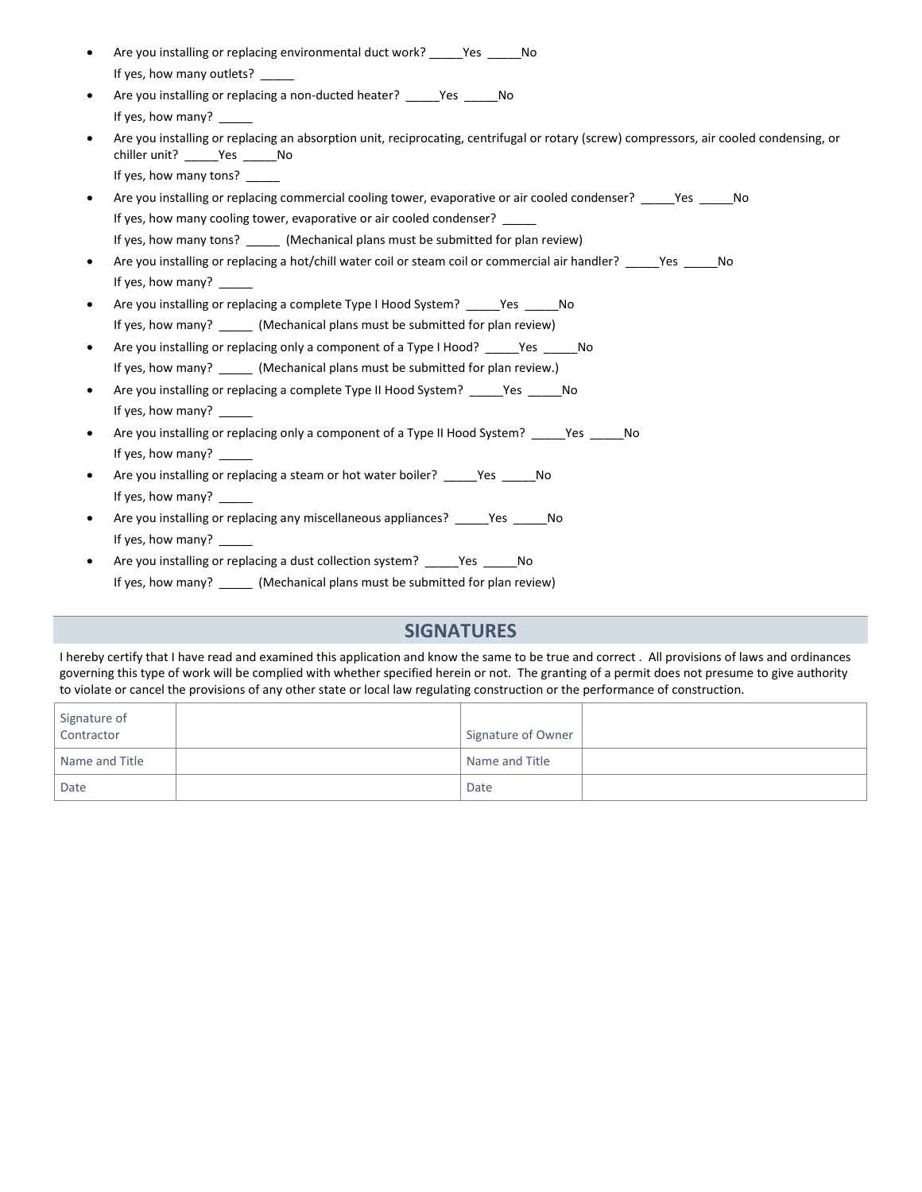- Are you installing or replacing environmental duct work? _____Yes _____No
  If yes, how many outlets? _____
- Are you installing or replacing a non-ducted heater? _____Yes _____No
  If yes, how many? _____
- Are you installing or replacing an absorption unit, reciprocating, centrifugal or rotary (screw) compressors, air cooled condensing, or chiller unit? _____Yes _____No
  If yes, how many tons? _____
- Are you installing or replacing commercial cooling tower, evaporative or air cooled condenser? _____Yes _____No
  If yes, how many cooling tower, evaporative or air cooled condenser? _____
  If yes, how many tons? _____ (Mechanical plans must be submitted for plan review)
- Are you installing or replacing a hot/chill water coil or steam coil or commercial air handler? _____Yes _____No
  If yes, how many? _____
- Are you installing or replacing a complete Type I Hood System? _____Yes _____No
  If yes, how many? _____ (Mechanical plans must be submitted for plan review)
- Are you installing or replacing only a component of a Type I Hood? _____Yes _____No
  If yes, how many? _____ (Mechanical plans must be submitted for plan review.)
- Are you installing or replacing a complete Type II Hood System? _____Yes _____No
  If yes, how many? _____
- Are you installing or replacing only a component of a Type II Hood System? _____Yes _____No
  If yes, how many? _____
- Are you installing or replacing a steam or hot water boiler? _____Yes _____No
  If yes, how many? _____
- Are you installing or replacing any miscellaneous appliances? _____Yes _____No
  If yes, how many? _____
- Are you installing or replacing a dust collection system? _____Yes _____No
  If yes, how many? _____ (Mechanical plans must be submitted for plan review)

## SIGNATURES

I hereby certify that I have read and examined this application and know the same to be true and correct . All provisions of laws and ordinances governing this type of work will be complied with whether specified herein or not. The granting of a permit does not presume to give authority to violate or cancel the provisions of any other state or local law regulating construction or the performance of construction.

| | | | |
|---|---|---|---|
| Signature of Contractor | | Signature of Owner | |
| Name and Title | | Name and Title | |
| Date | | Date | |